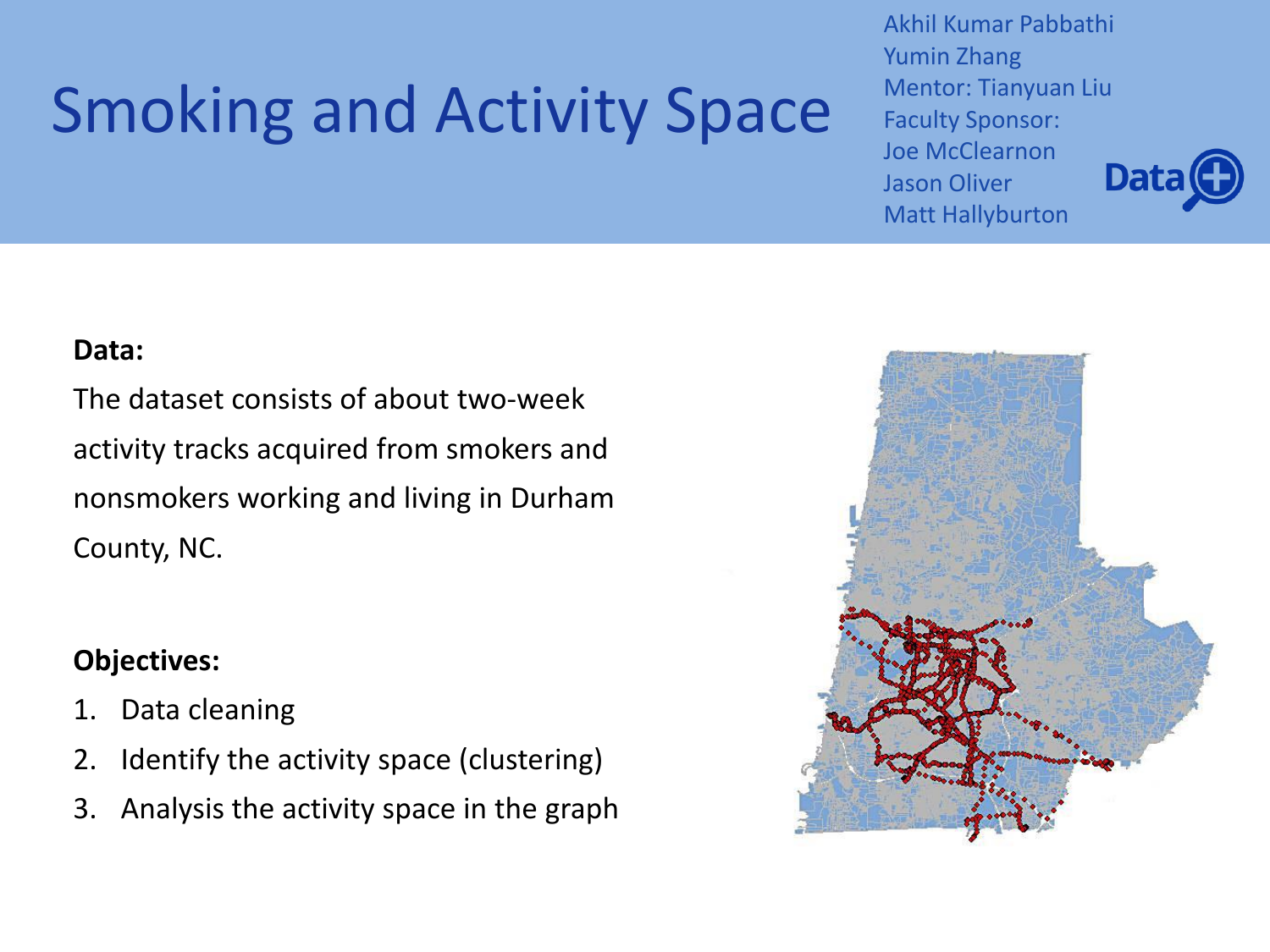# Smoking and Activity Space

Akhil Kumar Pabbathi
Yumin Zhang
Mentor: Tianyuan Liu
Faculty Sponsor:
Joe McClearnon
Jason Oliver
Matt Hallyburton

Data+

**Data:**

The dataset consists of about two-week activity tracks acquired from smokers and nonsmokers working and living in Durham County, NC.

**Objectives:**

1. Data cleaning
2. Identify the activity space (clustering)
3. Analysis the activity space in the graph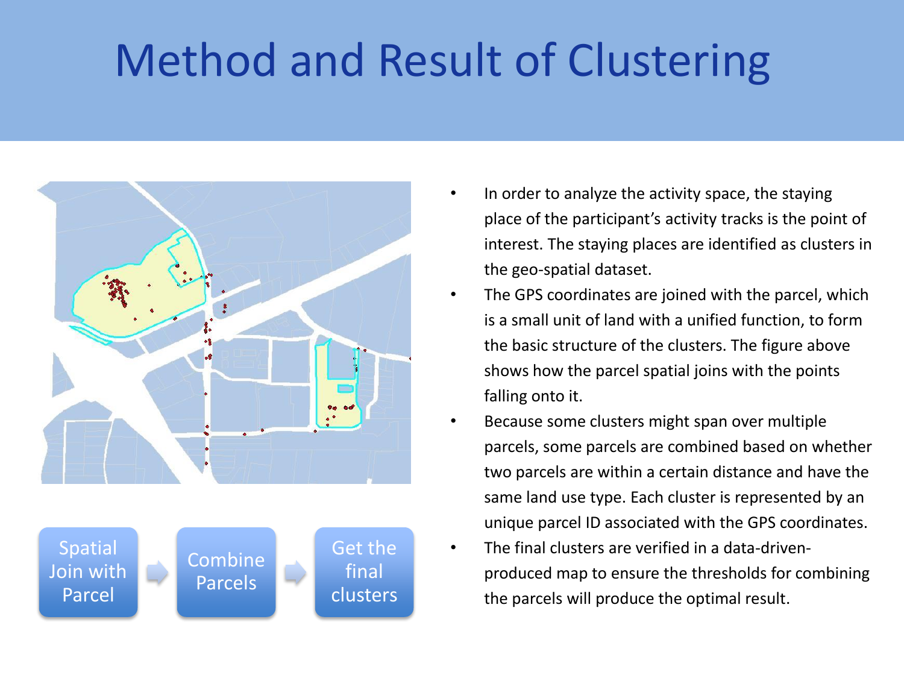# Method and Result of Clustering

Spatial Join with Parcel → Combine Parcels → Get the final clusters

- In order to analyze the activity space, the staying place of the participant's activity tracks is the point of interest. The staying places are identified as clusters in the geo-spatial dataset.
- The GPS coordinates are joined with the parcel, which is a small unit of land with a unified function, to form the basic structure of the clusters. The figure above shows how the parcel spatial joins with the points falling onto it.
- Because some clusters might span over multiple parcels, some parcels are combined based on whether two parcels are within a certain distance and have the same land use type. Each cluster is represented by an unique parcel ID associated with the GPS coordinates.
- The final clusters are verified in a data-driven-produced map to ensure the thresholds for combining the parcels will produce the optimal result.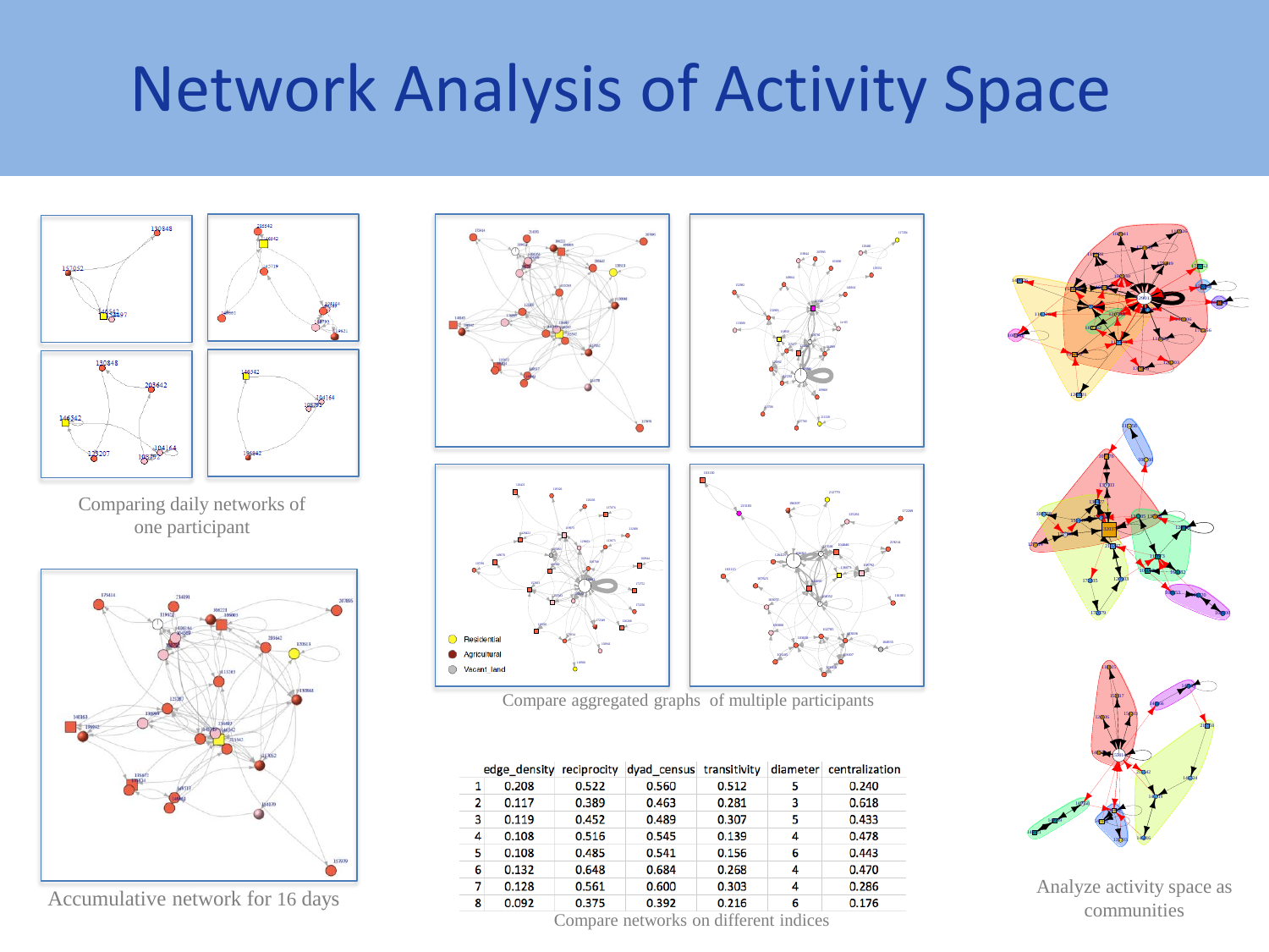# Network Analysis of Activity Space

Comparing daily networks of one participant

Accumulative network for 16 days

Residential

Agricultural

Vacant land

Compare aggregated graphs of multiple participants

| | edge_density | reciprocity | dyad_census | transitivity | diameter | centralization |
|---|---|---|---|---|---|---|
| 1 | 0.208 | 0.522 | 0.560 | 0.512 | 5 | 0.240 |
| 2 | 0.117 | 0.389 | 0.463 | 0.281 | 3 | 0.618 |
| 3 | 0.119 | 0.452 | 0.489 | 0.307 | 5 | 0.433 |
| 4 | 0.108 | 0.516 | 0.545 | 0.139 | 4 | 0.478 |
| 5 | 0.108 | 0.485 | 0.541 | 0.156 | 6 | 0.443 |
| 6 | 0.132 | 0.648 | 0.684 | 0.268 | 4 | 0.470 |
| 7 | 0.128 | 0.561 | 0.600 | 0.303 | 4 | 0.286 |
| 8 | 0.092 | 0.375 | 0.392 | 0.216 | 6 | 0.176 |

Compare networks on different indices

Analyze activity space as communities